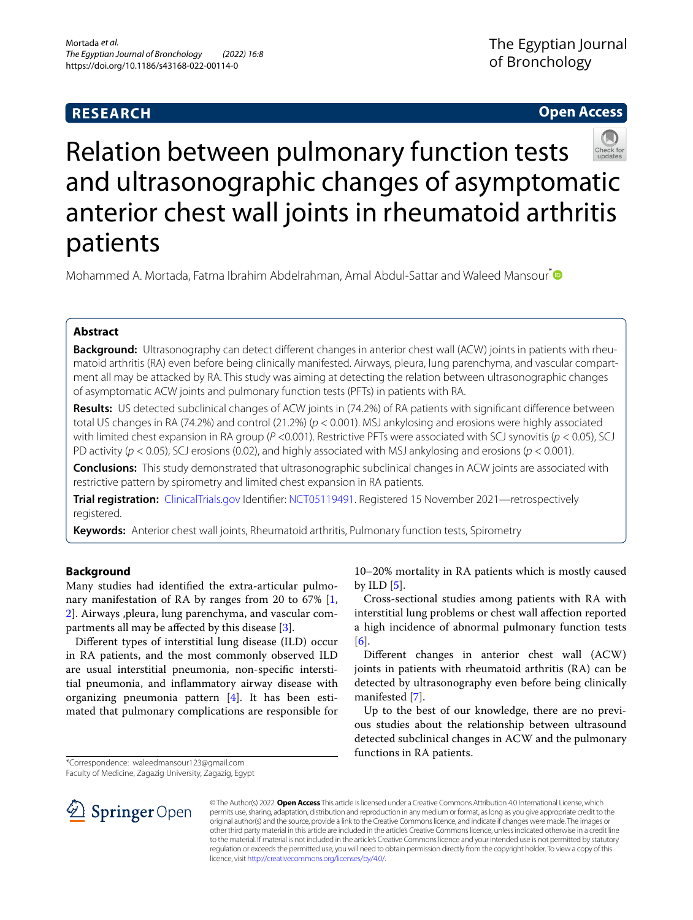RESEARCH

Open Access

# Relation between pulmonary function tests and ultrasonographic changes of asymptomatic anterior chest wall joints in rheumatoid arthritis patients

Mohammed A. Mortada, Fatma Ibrahim Abdelrahman, Amal Abdul-Sattar and Waleed Mansour*

## Abstract

**Background:** Ultrasonography can detect different changes in anterior chest wall (ACW) joints in patients with rheumatoid arthritis (RA) even before being clinically manifested. Airways, pleura, lung parenchyma, and vascular compartment all may be attacked by RA. This study was aiming at detecting the relation between ultrasonographic changes of asymptomatic ACW joints and pulmonary function tests (PFTs) in patients with RA.

**Results:** US detected subclinical changes of ACW joints in (74.2%) of RA patients with significant difference between total US changes in RA (74.2%) and control (21.2%) ($p < 0.001$). MSJ ankylosing and erosions were highly associated with limited chest expansion in RA group ($P < 0.001$). Restrictive PFTs were associated with SCJ synovitis ($p < 0.05$), SCJ PD activity ($p < 0.05$), SCJ erosions (0.02), and highly associated with MSJ ankylosing and erosions ($p < 0.001$).

**Conclusions:** This study demonstrated that ultrasonographic subclinical changes in ACW joints are associated with restrictive pattern by spirometry and limited chest expansion in RA patients.

**Trial registration:** ClinicalTrials.gov Identifier: NCT05119491. Registered 15 November 2021—retrospectively registered.

**Keywords:** Anterior chest wall joints, Rheumatoid arthritis, Pulmonary function tests, Spirometry

## Background

Many studies had identified the extra-articular pulmonary manifestation of RA by ranges from 20 to 67% [1, 2]. Airways ,pleura, lung parenchyma, and vascular compartments all may be affected by this disease [3].

Different types of interstitial lung disease (ILD) occur in RA patients, and the most commonly observed ILD are usual interstitial pneumonia, non-specific interstitial pneumonia, and inflammatory airway disease with organizing pneumonia pattern [4]. It has been estimated that pulmonary complications are responsible for 10–20% mortality in RA patients which is mostly caused by ILD [5].

Cross-sectional studies among patients with RA with interstitial lung problems or chest wall affection reported a high incidence of abnormal pulmonary function tests [6].

Different changes in anterior chest wall (ACW) joints in patients with rheumatoid arthritis (RA) can be detected by ultrasonography even before being clinically manifested [7].

Up to the best of our knowledge, there are no previous studies about the relationship between ultrasound detected subclinical changes in ACW and the pulmonary functions in RA patients.

*Correspondence: waleedmansour123@gmail.com
Faculty of Medicine, Zagazig University, Zagazig, Egypt

© The Author(s) 2022. **Open Access** This article is licensed under a Creative Commons Attribution 4.0 International License, which permits use, sharing, adaptation, distribution and reproduction in any medium or format, as long as you give appropriate credit to the original author(s) and the source, provide a link to the Creative Commons licence, and indicate if changes were made. The images or other third party material in this article are included in the article's Creative Commons licence, unless indicated otherwise in a credit line to the material. If material is not included in the article's Creative Commons licence and your intended use is not permitted by statutory regulation or exceeds the permitted use, you will need to obtain permission directly from the copyright holder. To view a copy of this licence, visit http://creativecommons.org/licenses/by/4.0/.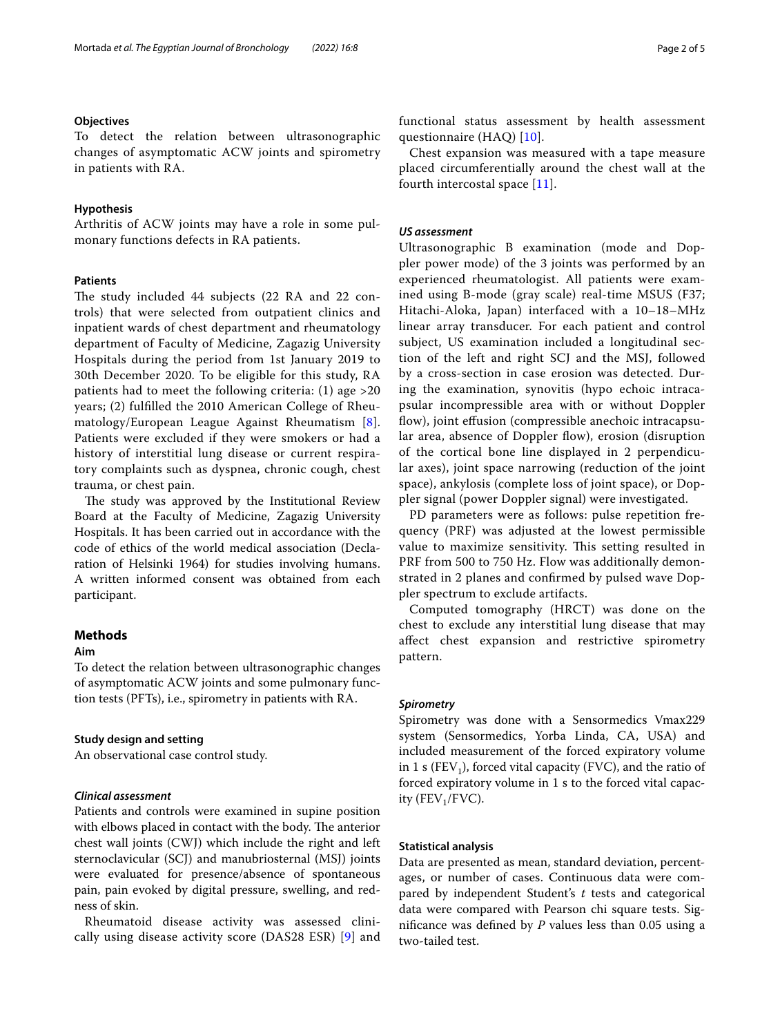### Objectives

To detect the relation between ultrasonographic changes of asymptomatic ACW joints and spirometry in patients with RA.

### Hypothesis

Arthritis of ACW joints may have a role in some pulmonary functions defects in RA patients.

### Patients

The study included 44 subjects (22 RA and 22 controls) that were selected from outpatient clinics and inpatient wards of chest department and rheumatology department of Faculty of Medicine, Zagazig University Hospitals during the period from 1st January 2019 to 30th December 2020. To be eligible for this study, RA patients had to meet the following criteria: (1) age >20 years; (2) fulfilled the 2010 American College of Rheumatology/European League Against Rheumatism [8]. Patients were excluded if they were smokers or had a history of interstitial lung disease or current respiratory complaints such as dyspnea, chronic cough, chest trauma, or chest pain.

The study was approved by the Institutional Review Board at the Faculty of Medicine, Zagazig University Hospitals. It has been carried out in accordance with the code of ethics of the world medical association (Declaration of Helsinki 1964) for studies involving humans. A written informed consent was obtained from each participant.

## Methods

### Aim

To detect the relation between ultrasonographic changes of asymptomatic ACW joints and some pulmonary function tests (PFTs), i.e., spirometry in patients with RA.

### Study design and setting

An observational case control study.

#### *Clinical assessment*

Patients and controls were examined in supine position with elbows placed in contact with the body. The anterior chest wall joints (CWJ) which include the right and left sternoclavicular (SCJ) and manubriosternal (MSJ) joints were evaluated for presence/absence of spontaneous pain, pain evoked by digital pressure, swelling, and redness of skin.

Rheumatoid disease activity was assessed clinically using disease activity score (DAS28 ESR) [9] and functional status assessment by health assessment questionnaire (HAQ) [10].

Chest expansion was measured with a tape measure placed circumferentially around the chest wall at the fourth intercostal space [11].

#### *US assessment*

Ultrasonographic B examination (mode and Doppler power mode) of the 3 joints was performed by an experienced rheumatologist. All patients were examined using B-mode (gray scale) real-time MSUS (F37; Hitachi-Aloka, Japan) interfaced with a 10–18–MHz linear array transducer. For each patient and control subject, US examination included a longitudinal section of the left and right SCJ and the MSJ, followed by a cross-section in case erosion was detected. During the examination, synovitis (hypo echoic intracapsular incompressible area with or without Doppler flow), joint effusion (compressible anechoic intracapsular area, absence of Doppler flow), erosion (disruption of the cortical bone line displayed in 2 perpendicular axes), joint space narrowing (reduction of the joint space), ankylosis (complete loss of joint space), or Doppler signal (power Doppler signal) were investigated.

PD parameters were as follows: pulse repetition frequency (PRF) was adjusted at the lowest permissible value to maximize sensitivity. This setting resulted in PRF from 500 to 750 Hz. Flow was additionally demonstrated in 2 planes and confirmed by pulsed wave Doppler spectrum to exclude artifacts.

Computed tomography (HRCT) was done on the chest to exclude any interstitial lung disease that may affect chest expansion and restrictive spirometry pattern.

#### *Spirometry*

Spirometry was done with a Sensormedics Vmax229 system (Sensormedics, Yorba Linda, CA, USA) and included measurement of the forced expiratory volume in 1 s ($FEV_1$), forced vital capacity (FVC), and the ratio of forced expiratory volume in 1 s to the forced vital capacity ($FEV_1$/FVC).

### Statistical analysis

Data are presented as mean, standard deviation, percentages, or number of cases. Continuous data were compared by independent Student's *t* tests and categorical data were compared with Pearson chi square tests. Significance was defined by *P* values less than 0.05 using a two-tailed test.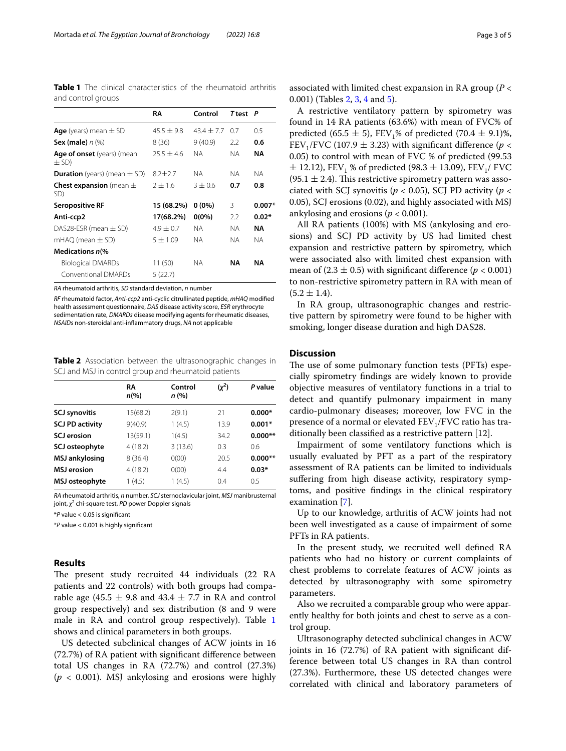**Table 1** The clinical characteristics of the rheumatoid arthritis and control groups

| | RA | Control | T test | P |
|---|---|---|---|---|
| **Age** (years) mean ± SD | 45.5 ± 9.8 | 43.4 ± 7.7 | 0.7 | 0.5 |
| **Sex (male)** *n* (%) | 8 (36) | 9 (40.9) | 2.2 | **0.6** |
| **Age of onset** (years) (mean ± SD) | 25.5 ± 4.6 | NA | NA | **NA** |
| **Duration** (years) (mean ± SD) | 8.2±2.7 | NA | NA | NA |
| **Chest expansion** (mean ± SD) | 2 ± 1.6 | 3 ± 0.6 | **0.7** | **0.8** |
| **Seropositive RF** | **15 (68.2%)** | **0 (0%)** | 3 | **0.007*** |
| **Anti-ccp2** | **17(68.2%)** | **0(0%)** | 2.2 | **0.02*** |
| DAS28-ESR (mean ± SD) | 4.9 ± 0.7 | NA | NA | **NA** |
| mHAQ (mean ± SD) | 5 ± 1.09 | NA | NA | NA |
| **Medications** ***n*****(%** | | | | |
| Biological DMARDs | 11 (50) | NA | **NA** | **NA** |
| Conventional DMARDs | 5 (22.7) | | | |

*RA* rheumatoid arthritis, *SD* standard deviation, *n* number

*RF* rheumatoid factor, *Anti-ccp2* anti-cyclic citrullinated peptide, *mHAQ* modified health assessment questionnaire, *DAS* disease activity score, *ESR* erythrocyte sedimentation rate, *DMARDs* disease modifying agents for rheumatic diseases, *NSAIDs* non-steroidal anti-inflammatory drugs, *NA* not applicable

**Table 2** Association between the ultrasonographic changes in SCJ and MSJ in control group and rheumatoid patients

| | RA *n*(%) | Control *n* (%) | ($\chi^2$) | *P* value |
|---|---|---|---|---|
| **SCJ synovitis** | 15(68.2) | 2(9.1) | 21 | **0.000*** |
| **SCJ PD activity** | 9(40.9) | 1 (4.5) | 13.9 | **0.001*** |
| **SCJ erosion** | 13(59.1) | 1(4.5) | 34.2 | **0.000**** |
| **SCJ osteophyte** | 4 (18.2) | 3 (13.6) | 0.3 | 0.6 |
| **MSJ ankylosing** | 8 (36.4) | 0(00) | 20.5 | **0.000**** |
| **MSJ erosion** | 4 (18.2) | 0(00) | 4.4 | **0.03*** |
| **MSJ osteophyte** | 1 (4.5) | 1 (4.5) | 0.4 | 0.5 |

*RA* rheumatoid arthritis, *n* number, *SCJ* sternoclavicular joint, *MSJ* manibrustemal joint, $\chi^2$ chi-square test, *PD* power Doppler signals

**P* value < 0.05 is significant

**P* value < 0.001 is highly significant

## Results

The present study recruited 44 individuals (22 RA patients and 22 controls) with both groups had comparable age (45.5 ± 9.8 and 43.4 ± 7.7 in RA and control group respectively) and sex distribution (8 and 9 were male in RA and control group respectively). Table 1 shows and clinical parameters in both groups.

US detected subclinical changes of ACW joints in 16 (72.7%) of RA patient with significant difference between total US changes in RA (72.7%) and control (27.3%) ($p < 0.001$). MSJ ankylosing and erosions were highly associated with limited chest expansion in RA group ($P < 0.001$) (Tables 2, 3, 4 and 5).

A restrictive ventilatory pattern by spirometry was found in 14 RA patients (63.6%) with mean of FVC% of predicted (65.5 ± 5), $FEV_1$% of predicted (70.4 ± 9.1)%, $FEV_1$/FVC (107.9 ± 3.23) with significant difference ($p < 0.05$) to control with mean of FVC % of predicted (99.53 ± 12.12), $FEV_1$ % of predicted (98.3 ± 13.09), $FEV_1$/ FVC (95.1 ± 2.4). This restrictive spirometry pattern was associated with SCJ synovitis ($p < 0.05$), SCJ PD activity ($p < 0.05$), SCJ erosions (0.02), and highly associated with MSJ ankylosing and erosions ($p < 0.001$).

All RA patients (100%) with MS (ankylosing and erosions) and SCJ PD activity by US had limited chest expansion and restrictive pattern by spirometry, which were associated also with limited chest expansion with mean of (2.3 ± 0.5) with significant difference ($p < 0.001$) to non-restrictive spirometry pattern in RA with mean of (5.2 ± 1.4).

In RA group, ultrasonographic changes and restrictive pattern by spirometry were found to be higher with smoking, longer disease duration and high DAS28.

## Discussion

The use of some pulmonary function tests (PFTs) especially spirometry findings are widely known to provide objective measures of ventilatory functions in a trial to detect and quantify pulmonary impairment in many cardio-pulmonary diseases; moreover, low FVC in the presence of a normal or elevated $FEV_1$/FVC ratio has traditionally been classified as a restrictive pattern [12].

Impairment of some ventilatory functions which is usually evaluated by PFT as a part of the respiratory assessment of RA patients can be limited to individuals suffering from high disease activity, respiratory symptoms, and positive findings in the clinical respiratory examination [7].

Up to our knowledge, arthritis of ACW joints had not been well investigated as a cause of impairment of some PFTs in RA patients.

In the present study, we recruited well defined RA patients who had no history or current complaints of chest problems to correlate features of ACW joints as detected by ultrasonography with some spirometry parameters.

Also we recruited a comparable group who were apparently healthy for both joints and chest to serve as a control group.

Ultrasonography detected subclinical changes in ACW joints in 16 (72.7%) of RA patient with significant difference between total US changes in RA than control (27.3%). Furthermore, these US detected changes were correlated with clinical and laboratory parameters of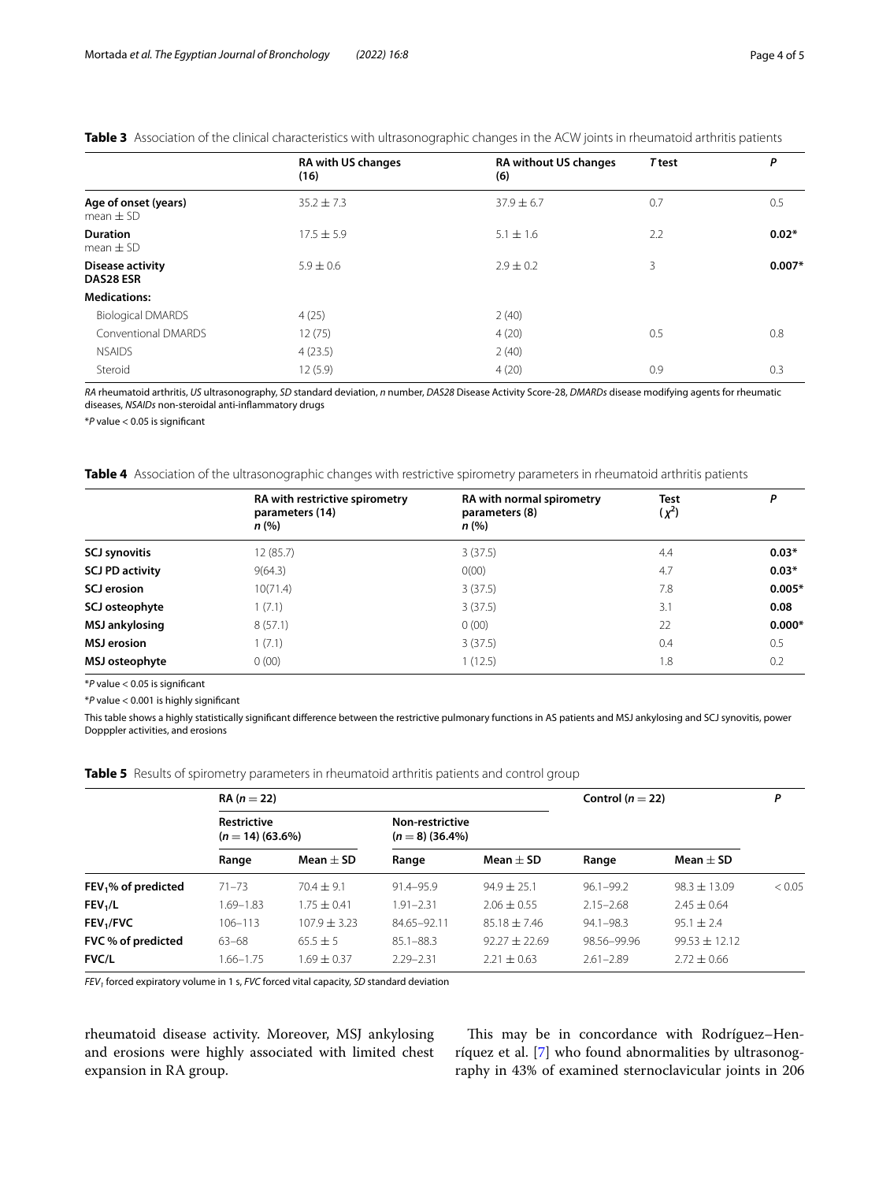**Table 3** Association of the clinical characteristics with ultrasonographic changes in the ACW joints in rheumatoid arthritis patients

| | RA with US changes (16) | RA without US changes (6) | *T* test | *P* |
|---|---|---|---|---|
| **Age of onset (years)** mean ± SD | 35.2 ± 7.3 | 37.9 ± 6.7 | 0.7 | 0.5 |
| **Duration** mean ± SD | 17.5 ± 5.9 | 5.1 ± 1.6 | 2.2 | **0.02*** |
| **Disease activity DAS28 ESR** | 5.9 ± 0.6 | 2.9 ± 0.2 | 3 | **0.007*** |
| **Medications:** | | | | |
| Biological DMARDS | 4 (25) | 2 (40) | | |
| Conventional DMARDS | 12 (75) | 4 (20) | 0.5 | 0.8 |
| NSAIDS | 4 (23.5) | 2 (40) | | |
| Steroid | 12 (5.9) | 4 (20) | 0.9 | 0.3 |

*RA* rheumatoid arthritis, *US* ultrasonography, *SD* standard deviation, *n* number, *DAS28* Disease Activity Score-28, *DMARDs* disease modifying agents for rheumatic diseases, *NSAIDs* non-steroidal anti-inflammatory drugs

**P* value < 0.05 is significant

**Table 4** Association of the ultrasonographic changes with restrictive spirometry parameters in rheumatoid arthritis patients

| | RA with restrictive spirometry parameters (14) *n* (%) | RA with normal spirometry parameters (8) *n* (%) | Test ($\chi^2$) | *P* |
|---|---|---|---|---|
| **SCJ synovitis** | 12 (85.7) | 3 (37.5) | 4.4 | **0.03*** |
| **SCJ PD activity** | 9(64.3) | 0(00) | 4.7 | **0.03*** |
| **SCJ erosion** | 10(71.4) | 3 (37.5) | 7.8 | **0.005*** |
| **SCJ osteophyte** | 1 (7.1) | 3 (37.5) | 3.1 | **0.08** |
| **MSJ ankylosing** | 8 (57.1) | 0 (00) | 22 | **0.000*** |
| **MSJ erosion** | 1 (7.1) | 3 (37.5) | 0.4 | 0.5 |
| **MSJ osteophyte** | 0 (00) | 1 (12.5) | 1.8 | 0.2 |

**P* value < 0.05 is significant

**P* value < 0.001 is highly significant

This table shows a highly statistically significant difference between the restrictive pulmonary functions in AS patients and MSJ ankylosing and SCJ synovitis, power Dopppler activities, and erosions

**Table 5** Results of spirometry parameters in rheumatoid arthritis patients and control group

| | RA ($n = 22$) | | | | Control ($n = 22$) | | *P* |
|---|---|---|---|---|---|---|---|
| | Restrictive ($n = 14$) (63.6%) | | Non-restrictive ($n = 8$) (36.4%) | | | | |
| | Range | Mean ± SD | Range | Mean ± SD | Range | Mean ± SD | |
| **$FEV_1$% of predicted** | 71–73 | 70.4 ± 9.1 | 91.4–95.9 | 94.9 ± 25.1 | 96.1–99.2 | 98.3 ± 13.09 | < 0.05 |
| **$FEV_1$/L** | 1.69–1.83 | 1.75 ± 0.41 | 1.91–2.31 | 2.06 ± 0.55 | 2.15–2.68 | 2.45 ± 0.64 | |
| **$FEV_1$/FVC** | 106–113 | 107.9 ± 3.23 | 84.65–92.11 | 85.18 ± 7.46 | 94.1–98.3 | 95.1 ± 2.4 | |
| **FVC % of predicted** | 63–68 | 65.5 ± 5 | 85.1–88.3 | 92.27 ± 22.69 | 98.56–99.96 | 99.53 ± 12.12 | |
| **FVC/L** | 1.66–1.75 | 1.69 ± 0.37 | 2.29–2.31 | 2.21 ± 0.63 | 2.61–2.89 | 2.72 ± 0.66 | |

*$FEV_1$* forced expiratory volume in 1 s, *FVC* forced vital capacity, *SD* standard deviation

rheumatoid disease activity. Moreover, MSJ ankylosing and erosions were highly associated with limited chest expansion in RA group.

This may be in concordance with Rodríguez–Henríquez et al. [7] who found abnormalities by ultrasonography in 43% of examined sternoclavicular joints in 206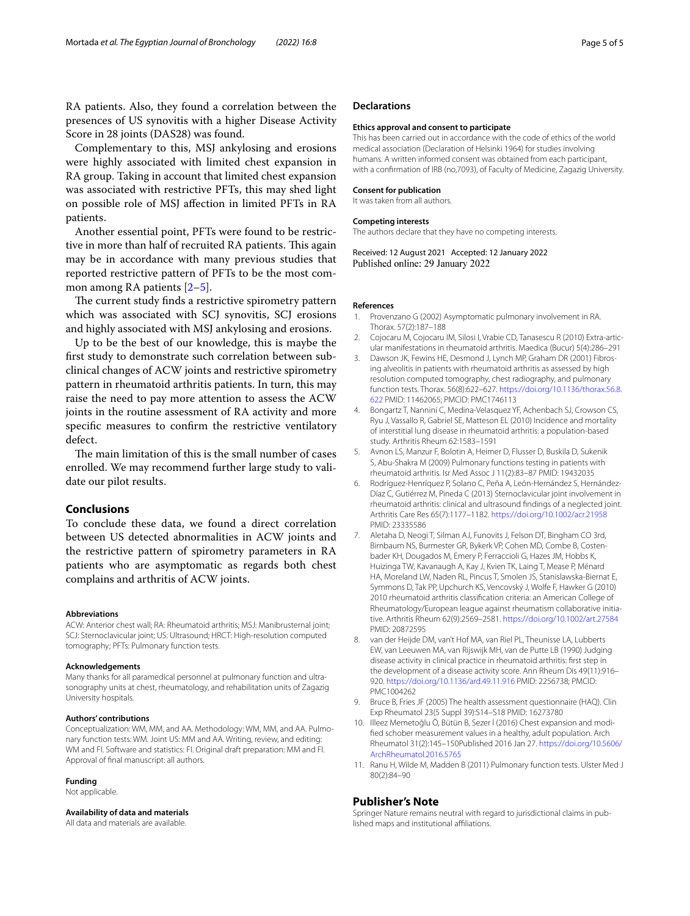RA patients. Also, they found a correlation between the presences of US synovitis with a higher Disease Activity Score in 28 joints (DAS28) was found.

Complementary to this, MSJ ankylosing and erosions were highly associated with limited chest expansion in RA group. Taking in account that limited chest expansion was associated with restrictive PFTs, this may shed light on possible role of MSJ affection in limited PFTs in RA patients.

Another essential point, PFTs were found to be restrictive in more than half of recruited RA patients. This again may be in accordance with many previous studies that reported restrictive pattern of PFTs to be the most common among RA patients [2–5].

The current study finds a restrictive spirometry pattern which was associated with SCJ synovitis, SCJ erosions and highly associated with MSJ ankylosing and erosions.

Up to be the best of our knowledge, this is maybe the first study to demonstrate such correlation between subclinical changes of ACW joints and restrictive spirometry pattern in rheumatoid arthritis patients. In turn, this may raise the need to pay more attention to assess the ACW joints in the routine assessment of RA activity and more specific measures to confirm the restrictive ventilatory defect.

The main limitation of this is the small number of cases enrolled. We may recommend further large study to validate our pilot results.

## Conclusions

To conclude these data, we found a direct correlation between US detected abnormalities in ACW joints and the restrictive pattern of spirometry parameters in RA patients who are asymptomatic as regards both chest complains and arthritis of ACW joints.

#### Abbreviations

ACW: Anterior chest wall; RA: Rheumatoid arthritis; MSJ: Manibrusternal joint; SCJ: Sternoclavicular joint; US: Ultrasound; HRCT: High-resolution computed tomography; PFTs: Pulmonary function tests.

#### Acknowledgements

Many thanks for all paramedical personnel at pulmonary function and ultrasonography units at chest, rheumatology, and rehabilitation units of Zagazig University hospitals.

#### Authors' contributions

Conceptualization: WM, MM, and AA. Methodology: WM, MM, and AA. Pulmonary function tests: WM. Joint US: MM and AA. Writing, review, and editing: WM and FI. Software and statistics: FI. Original draft preparation: MM and FI. Approval of final manuscript: all authors.

#### Funding

Not applicable.

#### Availability of data and materials

All data and materials are available.

## Declarations

#### Ethics approval and consent to participate

This has been carried out in accordance with the code of ethics of the world medical association (Declaration of Helsinki 1964) for studies involving humans. A written informed consent was obtained from each participant, with a confirmation of IRB (no,7093), of Faculty of Medicine, Zagazig University.

#### Consent for publication

It was taken from all authors.

#### Competing interests

The authors declare that they have no competing interests.

Received: 12 August 2021 Accepted: 12 January 2022
Published online: 29 January 2022

#### References

1. Provenzano G (2002) Asymptomatic pulmonary involvement in RA. Thorax. 57(2):187–188
2. Cojocaru M, Cojocaru IM, Silosi I, Vrabie CD, Tanasescu R (2010) Extra-articular manifestations in rheumatoid arthritis. Maedica (Bucur) 5(4):286–291
3. Dawson JK, Fewins HE, Desmond J, Lynch MP, Graham DR (2001) Fibrosing alveolitis in patients with rheumatoid arthritis as assessed by high resolution computed tomography, chest radiography, and pulmonary function tests. Thorax. 56(8):622–627. https://doi.org/10.1136/thorax.56.8.622 PMID: 11462065; PMCID: PMC1746113
4. Bongartz T, Nannini C, Medina-Velasquez YF, Achenbach SJ, Crowson CS, Ryu J, Vassallo R, Gabriel SE, Matteson EL (2010) Incidence and mortality of interstitial lung disease in rheumatoid arthritis: a population-based study. Arthritis Rheum 62:1583–1591
5. Avnon LS, Manzur F, Bolotin A, Heimer D, Flusser D, Buskila D, Sukenik S, Abu-Shakra M (2009) Pulmonary functions testing in patients with rheumatoid arthritis. Isr Med Assoc J 11(2):83–87 PMID: 19432035
6. Rodríguez-Henríquez P, Solano C, Peña A, León-Hernández S, Hernández-Díaz C, Gutiérrez M, Pineda C (2013) Sternoclavicular joint involvement in rheumatoid arthritis: clinical and ultrasound findings of a neglected joint. Arthritis Care Res 65(7):1177–1182. https://doi.org/10.1002/acr.21958 PMID: 23335586
7. Aletaha D, Neogi T, Silman AJ, Funovits J, Felson DT, Bingham CO 3rd, Birnbaum NS, Burmester GR, Bykerk VP, Cohen MD, Combe B, Costenbader KH, Dougados M, Emery P, Ferraccioli G, Hazes JM, Hobbs K, Huizinga TW, Kavanaugh A, Kay J, Kvien TK, Laing T, Mease P, Ménard HA, Moreland LW, Naden RL, Pincus T, Smolen JS, Stanislawska-Biernat E, Symmons D, Tak PP, Upchurch KS, Vencovský J, Wolfe F, Hawker G (2010) 2010 rheumatoid arthritis classification criteria: an American College of Rheumatology/European league against rheumatism collaborative initiative. Arthritis Rheum 62(9):2569–2581. https://doi.org/10.1002/art.27584 PMID: 20872595
8. van der Heijde DM, van't Hof MA, van Riel PL, Theunisse LA, Lubberts EW, van Leeuwen MA, van Rijswijk MH, van de Putte LB (1990) Judging disease activity in clinical practice in rheumatoid arthritis: first step in the development of a disease activity score. Ann Rheum Dis 49(11):916–920. https://doi.org/10.1136/ard.49.11.916 PMID: 2256738; PMCID: PMC1004262
9. Bruce B, Fries JF (2005) The health assessment questionnaire (HAQ). Clin Exp Rheumatol 23(5 Suppl 39):S14–S18 PMID: 16273780
10. Illeez Memetoğlu Ö, Bütün B, Sezer İ (2016) Chest expansion and modified schober measurement values in a healthy, adult population. Arch Rheumatol 31(2):145–150Published 2016 Jan 27. https://doi.org/10.5606/ArchRheumatol.2016.5765
11. Ranu H, Wilde M, Madden B (2011) Pulmonary function tests. Ulster Med J 80(2):84–90

## Publisher's Note

Springer Nature remains neutral with regard to jurisdictional claims in published maps and institutional affiliations.